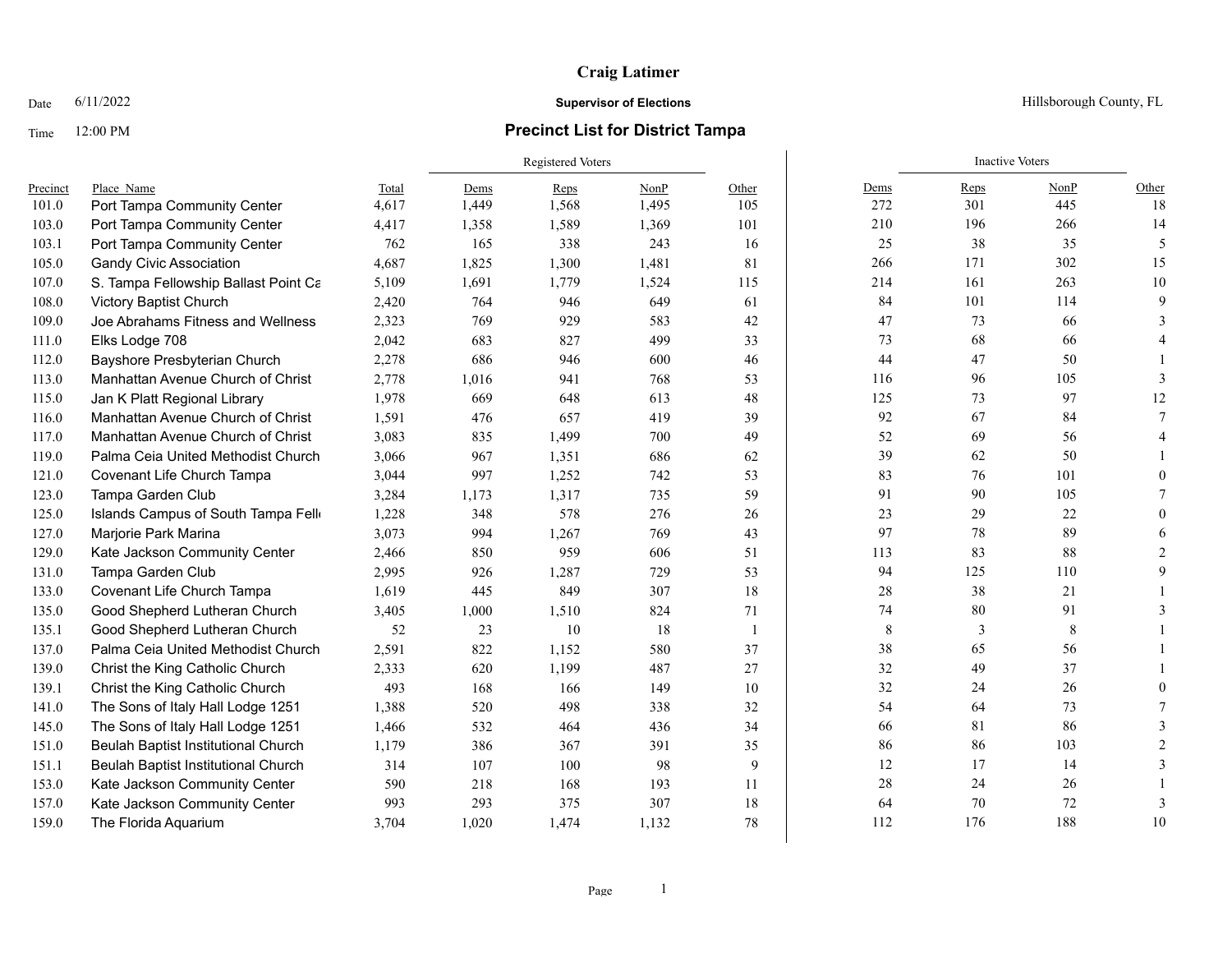# Craig Latimer

**Supervisor of Elections**

Hillsborough County, FL

Date 6/11/2022

Time 12:00 PM

## Precinct List for District Tampa

| Precinct | Place_Name | Total | Registered Voters | | | | Inactive Voters | | | |
|---|---|---|---|---|---|---|---|---|---|---|
| | | | Dems | Reps | NonP | Other | Dems | Reps | NonP | Other |
| 101.0 | Port Tampa Community Center | 4,617 | 1,449 | 1,568 | 1,495 | 105 | 272 | 301 | 445 | 18 |
| 103.0 | Port Tampa Community Center | 4,417 | 1,358 | 1,589 | 1,369 | 101 | 210 | 196 | 266 | 14 |
| 103.1 | Port Tampa Community Center | 762 | 165 | 338 | 243 | 16 | 25 | 38 | 35 | 5 |
| 105.0 | Gandy Civic Association | 4,687 | 1,825 | 1,300 | 1,481 | 81 | 266 | 171 | 302 | 15 |
| 107.0 | S. Tampa Fellowship Ballast Point Ca | 5,109 | 1,691 | 1,779 | 1,524 | 115 | 214 | 161 | 263 | 10 |
| 108.0 | Victory Baptist Church | 2,420 | 764 | 946 | 649 | 61 | 84 | 101 | 114 | 9 |
| 109.0 | Joe Abrahams Fitness and Wellness | 2,323 | 769 | 929 | 583 | 42 | 47 | 73 | 66 | 3 |
| 111.0 | Elks Lodge 708 | 2,042 | 683 | 827 | 499 | 33 | 73 | 68 | 66 | 4 |
| 112.0 | Bayshore Presbyterian Church | 2,278 | 686 | 946 | 600 | 46 | 44 | 47 | 50 | 1 |
| 113.0 | Manhattan Avenue Church of Christ | 2,778 | 1,016 | 941 | 768 | 53 | 116 | 96 | 105 | 3 |
| 115.0 | Jan K Platt Regional Library | 1,978 | 669 | 648 | 613 | 48 | 125 | 73 | 97 | 12 |
| 116.0 | Manhattan Avenue Church of Christ | 1,591 | 476 | 657 | 419 | 39 | 92 | 67 | 84 | 7 |
| 117.0 | Manhattan Avenue Church of Christ | 3,083 | 835 | 1,499 | 700 | 49 | 52 | 69 | 56 | 4 |
| 119.0 | Palma Ceia United Methodist Church | 3,066 | 967 | 1,351 | 686 | 62 | 39 | 62 | 50 | 1 |
| 121.0 | Covenant Life Church Tampa | 3,044 | 997 | 1,252 | 742 | 53 | 83 | 76 | 101 | 0 |
| 123.0 | Tampa Garden Club | 3,284 | 1,173 | 1,317 | 735 | 59 | 91 | 90 | 105 | 7 |
| 125.0 | Islands Campus of South Tampa Fell | 1,228 | 348 | 578 | 276 | 26 | 23 | 29 | 22 | 0 |
| 127.0 | Marjorie Park Marina | 3,073 | 994 | 1,267 | 769 | 43 | 97 | 78 | 89 | 6 |
| 129.0 | Kate Jackson Community Center | 2,466 | 850 | 959 | 606 | 51 | 113 | 83 | 88 | 2 |
| 131.0 | Tampa Garden Club | 2,995 | 926 | 1,287 | 729 | 53 | 94 | 125 | 110 | 9 |
| 133.0 | Covenant Life Church Tampa | 1,619 | 445 | 849 | 307 | 18 | 28 | 38 | 21 | 1 |
| 135.0 | Good Shepherd Lutheran Church | 3,405 | 1,000 | 1,510 | 824 | 71 | 74 | 80 | 91 | 3 |
| 135.1 | Good Shepherd Lutheran Church | 52 | 23 | 10 | 18 | 1 | 8 | 3 | 8 | 1 |
| 137.0 | Palma Ceia United Methodist Church | 2,591 | 822 | 1,152 | 580 | 37 | 38 | 65 | 56 | 1 |
| 139.0 | Christ the King Catholic Church | 2,333 | 620 | 1,199 | 487 | 27 | 32 | 49 | 37 | 1 |
| 139.1 | Christ the King Catholic Church | 493 | 168 | 166 | 149 | 10 | 32 | 24 | 26 | 0 |
| 141.0 | The Sons of Italy Hall Lodge 1251 | 1,388 | 520 | 498 | 338 | 32 | 54 | 64 | 73 | 7 |
| 145.0 | The Sons of Italy Hall Lodge 1251 | 1,466 | 532 | 464 | 436 | 34 | 66 | 81 | 86 | 3 |
| 151.0 | Beulah Baptist Institutional Church | 1,179 | 386 | 367 | 391 | 35 | 86 | 86 | 103 | 2 |
| 151.1 | Beulah Baptist Institutional Church | 314 | 107 | 100 | 98 | 9 | 12 | 17 | 14 | 3 |
| 153.0 | Kate Jackson Community Center | 590 | 218 | 168 | 193 | 11 | 28 | 24 | 26 | 1 |
| 157.0 | Kate Jackson Community Center | 993 | 293 | 375 | 307 | 18 | 64 | 70 | 72 | 3 |
| 159.0 | The Florida Aquarium | 3,704 | 1,020 | 1,474 | 1,132 | 78 | 112 | 176 | 188 | 10 |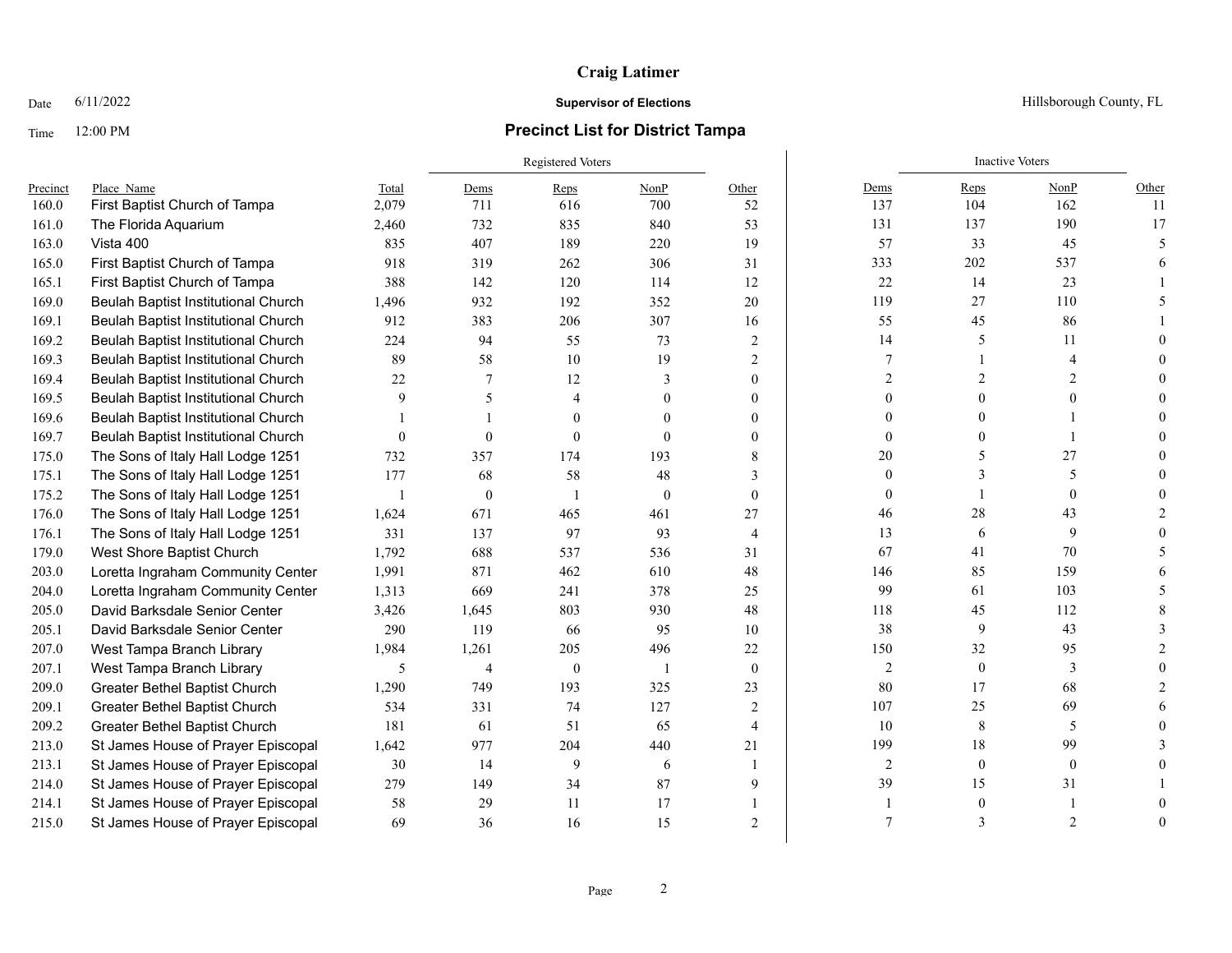**Craig Latimer**

Date 6/11/2022 **Supervisor of Elections** Hillsborough County, FL

Time 12:00 PM **Precinct List for District Tampa**

| | | | Registered Voters | | | | Inactive Voters | | | |
|---|---|---|---|---|---|---|---|---|---|---|
| Precinct | Place_Name | Total | Dems | Reps | NonP | Other | Dems | Reps | NonP | Other |
| 160.0 | First Baptist Church of Tampa | 2,079 | 711 | 616 | 700 | 52 | 137 | 104 | 162 | 11 |
| 161.0 | The Florida Aquarium | 2,460 | 732 | 835 | 840 | 53 | 131 | 137 | 190 | 17 |
| 163.0 | Vista 400 | 835 | 407 | 189 | 220 | 19 | 57 | 33 | 45 | 5 |
| 165.0 | First Baptist Church of Tampa | 918 | 319 | 262 | 306 | 31 | 333 | 202 | 537 | 6 |
| 165.1 | First Baptist Church of Tampa | 388 | 142 | 120 | 114 | 12 | 22 | 14 | 23 | 1 |
| 169.0 | Beulah Baptist Institutional Church | 1,496 | 932 | 192 | 352 | 20 | 119 | 27 | 110 | 5 |
| 169.1 | Beulah Baptist Institutional Church | 912 | 383 | 206 | 307 | 16 | 55 | 45 | 86 | 1 |
| 169.2 | Beulah Baptist Institutional Church | 224 | 94 | 55 | 73 | 2 | 14 | 5 | 11 | 0 |
| 169.3 | Beulah Baptist Institutional Church | 89 | 58 | 10 | 19 | 2 | 7 | 1 | 4 | 0 |
| 169.4 | Beulah Baptist Institutional Church | 22 | 7 | 12 | 3 | 0 | 2 | 2 | 2 | 0 |
| 169.5 | Beulah Baptist Institutional Church | 9 | 5 | 4 | 0 | 0 | 0 | 0 | 0 | 0 |
| 169.6 | Beulah Baptist Institutional Church | 1 | 1 | 0 | 0 | 0 | 0 | 0 | 1 | 0 |
| 169.7 | Beulah Baptist Institutional Church | 0 | 0 | 0 | 0 | 0 | 0 | 0 | 1 | 0 |
| 175.0 | The Sons of Italy Hall Lodge 1251 | 732 | 357 | 174 | 193 | 8 | 20 | 5 | 27 | 0 |
| 175.1 | The Sons of Italy Hall Lodge 1251 | 177 | 68 | 58 | 48 | 3 | 0 | 3 | 5 | 0 |
| 175.2 | The Sons of Italy Hall Lodge 1251 | 1 | 0 | 1 | 0 | 0 | 0 | 1 | 0 | 0 |
| 176.0 | The Sons of Italy Hall Lodge 1251 | 1,624 | 671 | 465 | 461 | 27 | 46 | 28 | 43 | 2 |
| 176.1 | The Sons of Italy Hall Lodge 1251 | 331 | 137 | 97 | 93 | 4 | 13 | 6 | 9 | 0 |
| 179.0 | West Shore Baptist Church | 1,792 | 688 | 537 | 536 | 31 | 67 | 41 | 70 | 5 |
| 203.0 | Loretta Ingraham Community Center | 1,991 | 871 | 462 | 610 | 48 | 146 | 85 | 159 | 6 |
| 204.0 | Loretta Ingraham Community Center | 1,313 | 669 | 241 | 378 | 25 | 99 | 61 | 103 | 5 |
| 205.0 | David Barksdale Senior Center | 3,426 | 1,645 | 803 | 930 | 48 | 118 | 45 | 112 | 8 |
| 205.1 | David Barksdale Senior Center | 290 | 119 | 66 | 95 | 10 | 38 | 9 | 43 | 3 |
| 207.0 | West Tampa Branch Library | 1,984 | 1,261 | 205 | 496 | 22 | 150 | 32 | 95 | 2 |
| 207.1 | West Tampa Branch Library | 5 | 4 | 0 | 1 | 0 | 2 | 0 | 3 | 0 |
| 209.0 | Greater Bethel Baptist Church | 1,290 | 749 | 193 | 325 | 23 | 80 | 17 | 68 | 2 |
| 209.1 | Greater Bethel Baptist Church | 534 | 331 | 74 | 127 | 2 | 107 | 25 | 69 | 6 |
| 209.2 | Greater Bethel Baptist Church | 181 | 61 | 51 | 65 | 4 | 10 | 8 | 5 | 0 |
| 213.0 | St James House of Prayer Episcopal | 1,642 | 977 | 204 | 440 | 21 | 199 | 18 | 99 | 3 |
| 213.1 | St James House of Prayer Episcopal | 30 | 14 | 9 | 6 | 1 | 2 | 0 | 0 | 0 |
| 214.0 | St James House of Prayer Episcopal | 279 | 149 | 34 | 87 | 9 | 39 | 15 | 31 | 1 |
| 214.1 | St James House of Prayer Episcopal | 58 | 29 | 11 | 17 | 1 | 1 | 0 | 1 | 0 |
| 215.0 | St James House of Prayer Episcopal | 69 | 36 | 16 | 15 | 2 | 7 | 3 | 2 | 0 |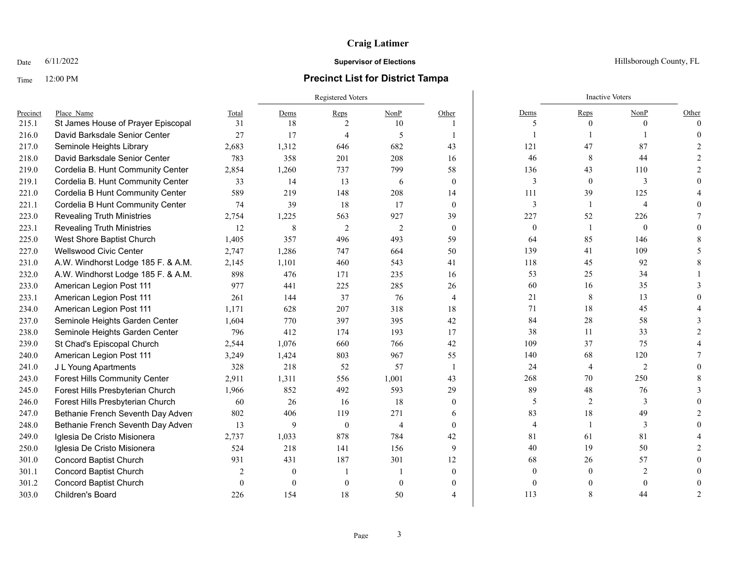**Craig Latimer**

Date 6/11/2022 — **Supervisor of Elections** — Hillsborough County, FL

Time 12:00 PM — **Precinct List for District Tampa**

| | | | Registered Voters | | | | Inactive Voters | | | |
|---|---|---|---|---|---|---|---|---|---|---|
| Precinct | Place_Name | Total | Dems | Reps | NonP | Other | Dems | Reps | NonP | Other |
| 215.1 | St James House of Prayer Episcopal | 31 | 18 | 2 | 10 | 1 | 5 | 0 | 0 | 0 |
| 216.0 | David Barksdale Senior Center | 27 | 17 | 4 | 5 | 1 | 1 | 1 | 1 | 0 |
| 217.0 | Seminole Heights Library | 2,683 | 1,312 | 646 | 682 | 43 | 121 | 47 | 87 | 2 |
| 218.0 | David Barksdale Senior Center | 783 | 358 | 201 | 208 | 16 | 46 | 8 | 44 | 2 |
| 219.0 | Cordelia B. Hunt Community Center | 2,854 | 1,260 | 737 | 799 | 58 | 136 | 43 | 110 | 2 |
| 219.1 | Cordelia B. Hunt Community Center | 33 | 14 | 13 | 6 | 0 | 3 | 0 | 3 | 0 |
| 221.0 | Cordelia B Hunt Community Center | 589 | 219 | 148 | 208 | 14 | 111 | 39 | 125 | 4 |
| 221.1 | Cordelia B Hunt Community Center | 74 | 39 | 18 | 17 | 0 | 3 | 1 | 4 | 0 |
| 223.0 | Revealing Truth Ministries | 2,754 | 1,225 | 563 | 927 | 39 | 227 | 52 | 226 | 7 |
| 223.1 | Revealing Truth Ministries | 12 | 8 | 2 | 2 | 0 | 0 | 1 | 0 | 0 |
| 225.0 | West Shore Baptist Church | 1,405 | 357 | 496 | 493 | 59 | 64 | 85 | 146 | 8 |
| 227.0 | Wellswood Civic Center | 2,747 | 1,286 | 747 | 664 | 50 | 139 | 41 | 109 | 5 |
| 231.0 | A.W. Windhorst Lodge 185 F. & A.M. | 2,145 | 1,101 | 460 | 543 | 41 | 118 | 45 | 92 | 8 |
| 232.0 | A.W. Windhorst Lodge 185 F. & A.M. | 898 | 476 | 171 | 235 | 16 | 53 | 25 | 34 | 1 |
| 233.0 | American Legion Post 111 | 977 | 441 | 225 | 285 | 26 | 60 | 16 | 35 | 3 |
| 233.1 | American Legion Post 111 | 261 | 144 | 37 | 76 | 4 | 21 | 8 | 13 | 0 |
| 234.0 | American Legion Post 111 | 1,171 | 628 | 207 | 318 | 18 | 71 | 18 | 45 | 4 |
| 237.0 | Seminole Heights Garden Center | 1,604 | 770 | 397 | 395 | 42 | 84 | 28 | 58 | 3 |
| 238.0 | Seminole Heights Garden Center | 796 | 412 | 174 | 193 | 17 | 38 | 11 | 33 | 2 |
| 239.0 | St Chad's Episcopal Church | 2,544 | 1,076 | 660 | 766 | 42 | 109 | 37 | 75 | 4 |
| 240.0 | American Legion Post 111 | 3,249 | 1,424 | 803 | 967 | 55 | 140 | 68 | 120 | 7 |
| 241.0 | J L Young Apartments | 328 | 218 | 52 | 57 | 1 | 24 | 4 | 2 | 0 |
| 243.0 | Forest Hills Community Center | 2,911 | 1,311 | 556 | 1,001 | 43 | 268 | 70 | 250 | 8 |
| 245.0 | Forest Hills Presbyterian Church | 1,966 | 852 | 492 | 593 | 29 | 89 | 48 | 76 | 3 |
| 246.0 | Forest Hills Presbyterian Church | 60 | 26 | 16 | 18 | 0 | 5 | 2 | 3 | 0 |
| 247.0 | Bethanie French Seventh Day Adven | 802 | 406 | 119 | 271 | 6 | 83 | 18 | 49 | 2 |
| 248.0 | Bethanie French Seventh Day Adven | 13 | 9 | 0 | 4 | 0 | 4 | 1 | 3 | 0 |
| 249.0 | Iglesia De Cristo Misionera | 2,737 | 1,033 | 878 | 784 | 42 | 81 | 61 | 81 | 4 |
| 250.0 | Iglesia De Cristo Misionera | 524 | 218 | 141 | 156 | 9 | 40 | 19 | 50 | 2 |
| 301.0 | Concord Baptist Church | 931 | 431 | 187 | 301 | 12 | 68 | 26 | 57 | 0 |
| 301.1 | Concord Baptist Church | 2 | 0 | 1 | 1 | 0 | 0 | 0 | 2 | 0 |
| 301.2 | Concord Baptist Church | 0 | 0 | 0 | 0 | 0 | 0 | 0 | 0 | 0 |
| 303.0 | Children's Board | 226 | 154 | 18 | 50 | 4 | 113 | 8 | 44 | 2 |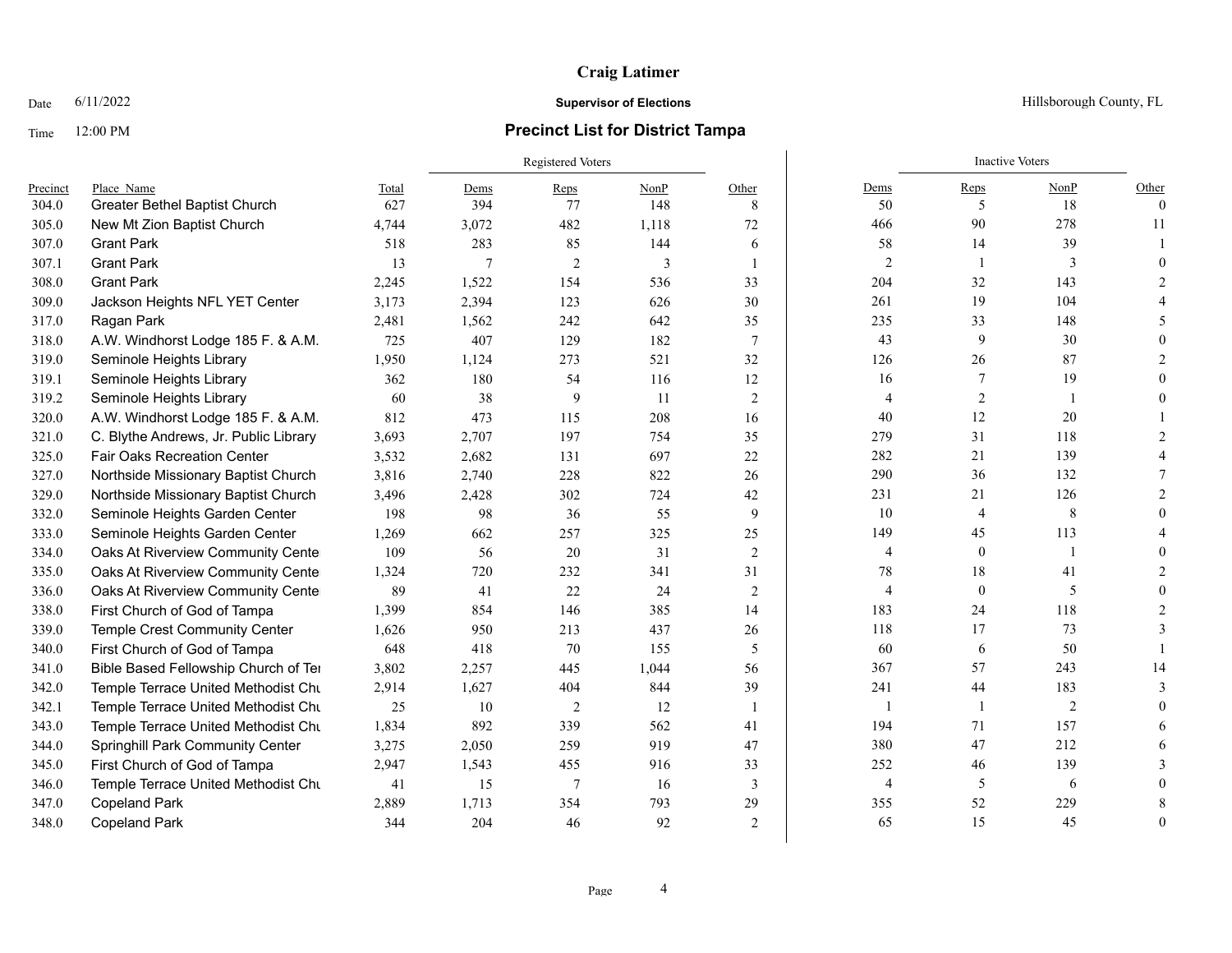# Craig Latimer

Date 6/11/2022 **Supervisor of Elections** Hillsborough County, FL

Time 12:00 PM

## Precinct List for District Tampa

| Precinct | Place_Name | Total | Registered Voters Dems | Reps | NonP | Other | Inactive Voters Dems | Reps | NonP | Other |
|---|---|---|---|---|---|---|---|---|---|---|
| 304.0 | Greater Bethel Baptist Church | 627 | 394 | 77 | 148 | 8 | 50 | 5 | 18 | 0 |
| 305.0 | New Mt Zion Baptist Church | 4,744 | 3,072 | 482 | 1,118 | 72 | 466 | 90 | 278 | 11 |
| 307.0 | Grant Park | 518 | 283 | 85 | 144 | 6 | 58 | 14 | 39 | 1 |
| 307.1 | Grant Park | 13 | 7 | 2 | 3 | 1 | 2 | 1 | 3 | 0 |
| 308.0 | Grant Park | 2,245 | 1,522 | 154 | 536 | 33 | 204 | 32 | 143 | 2 |
| 309.0 | Jackson Heights NFL YET Center | 3,173 | 2,394 | 123 | 626 | 30 | 261 | 19 | 104 | 4 |
| 317.0 | Ragan Park | 2,481 | 1,562 | 242 | 642 | 35 | 235 | 33 | 148 | 5 |
| 318.0 | A.W. Windhorst Lodge 185 F. & A.M. | 725 | 407 | 129 | 182 | 7 | 43 | 9 | 30 | 0 |
| 319.0 | Seminole Heights Library | 1,950 | 1,124 | 273 | 521 | 32 | 126 | 26 | 87 | 2 |
| 319.1 | Seminole Heights Library | 362 | 180 | 54 | 116 | 12 | 16 | 7 | 19 | 0 |
| 319.2 | Seminole Heights Library | 60 | 38 | 9 | 11 | 2 | 4 | 2 | 1 | 0 |
| 320.0 | A.W. Windhorst Lodge 185 F. & A.M. | 812 | 473 | 115 | 208 | 16 | 40 | 12 | 20 | 1 |
| 321.0 | C. Blythe Andrews, Jr. Public Library | 3,693 | 2,707 | 197 | 754 | 35 | 279 | 31 | 118 | 2 |
| 325.0 | Fair Oaks Recreation Center | 3,532 | 2,682 | 131 | 697 | 22 | 282 | 21 | 139 | 4 |
| 327.0 | Northside Missionary Baptist Church | 3,816 | 2,740 | 228 | 822 | 26 | 290 | 36 | 132 | 7 |
| 329.0 | Northside Missionary Baptist Church | 3,496 | 2,428 | 302 | 724 | 42 | 231 | 21 | 126 | 2 |
| 332.0 | Seminole Heights Garden Center | 198 | 98 | 36 | 55 | 9 | 10 | 4 | 8 | 0 |
| 333.0 | Seminole Heights Garden Center | 1,269 | 662 | 257 | 325 | 25 | 149 | 45 | 113 | 4 |
| 334.0 | Oaks At Riverview Community Cente | 109 | 56 | 20 | 31 | 2 | 4 | 0 | 1 | 0 |
| 335.0 | Oaks At Riverview Community Cente | 1,324 | 720 | 232 | 341 | 31 | 78 | 18 | 41 | 2 |
| 336.0 | Oaks At Riverview Community Cente | 89 | 41 | 22 | 24 | 2 | 4 | 0 | 5 | 0 |
| 338.0 | First Church of God of Tampa | 1,399 | 854 | 146 | 385 | 14 | 183 | 24 | 118 | 2 |
| 339.0 | Temple Crest Community Center | 1,626 | 950 | 213 | 437 | 26 | 118 | 17 | 73 | 3 |
| 340.0 | First Church of God of Tampa | 648 | 418 | 70 | 155 | 5 | 60 | 6 | 50 | 1 |
| 341.0 | Bible Based Fellowship Church of Ter | 3,802 | 2,257 | 445 | 1,044 | 56 | 367 | 57 | 243 | 14 |
| 342.0 | Temple Terrace United Methodist Chu | 2,914 | 1,627 | 404 | 844 | 39 | 241 | 44 | 183 | 3 |
| 342.1 | Temple Terrace United Methodist Chu | 25 | 10 | 2 | 12 | 1 | 1 | 1 | 2 | 0 |
| 343.0 | Temple Terrace United Methodist Chu | 1,834 | 892 | 339 | 562 | 41 | 194 | 71 | 157 | 6 |
| 344.0 | Springhill Park Community Center | 3,275 | 2,050 | 259 | 919 | 47 | 380 | 47 | 212 | 6 |
| 345.0 | First Church of God of Tampa | 2,947 | 1,543 | 455 | 916 | 33 | 252 | 46 | 139 | 3 |
| 346.0 | Temple Terrace United Methodist Chu | 41 | 15 | 7 | 16 | 3 | 4 | 5 | 6 | 0 |
| 347.0 | Copeland Park | 2,889 | 1,713 | 354 | 793 | 29 | 355 | 52 | 229 | 8 |
| 348.0 | Copeland Park | 344 | 204 | 46 | 92 | 2 | 65 | 15 | 45 | 0 |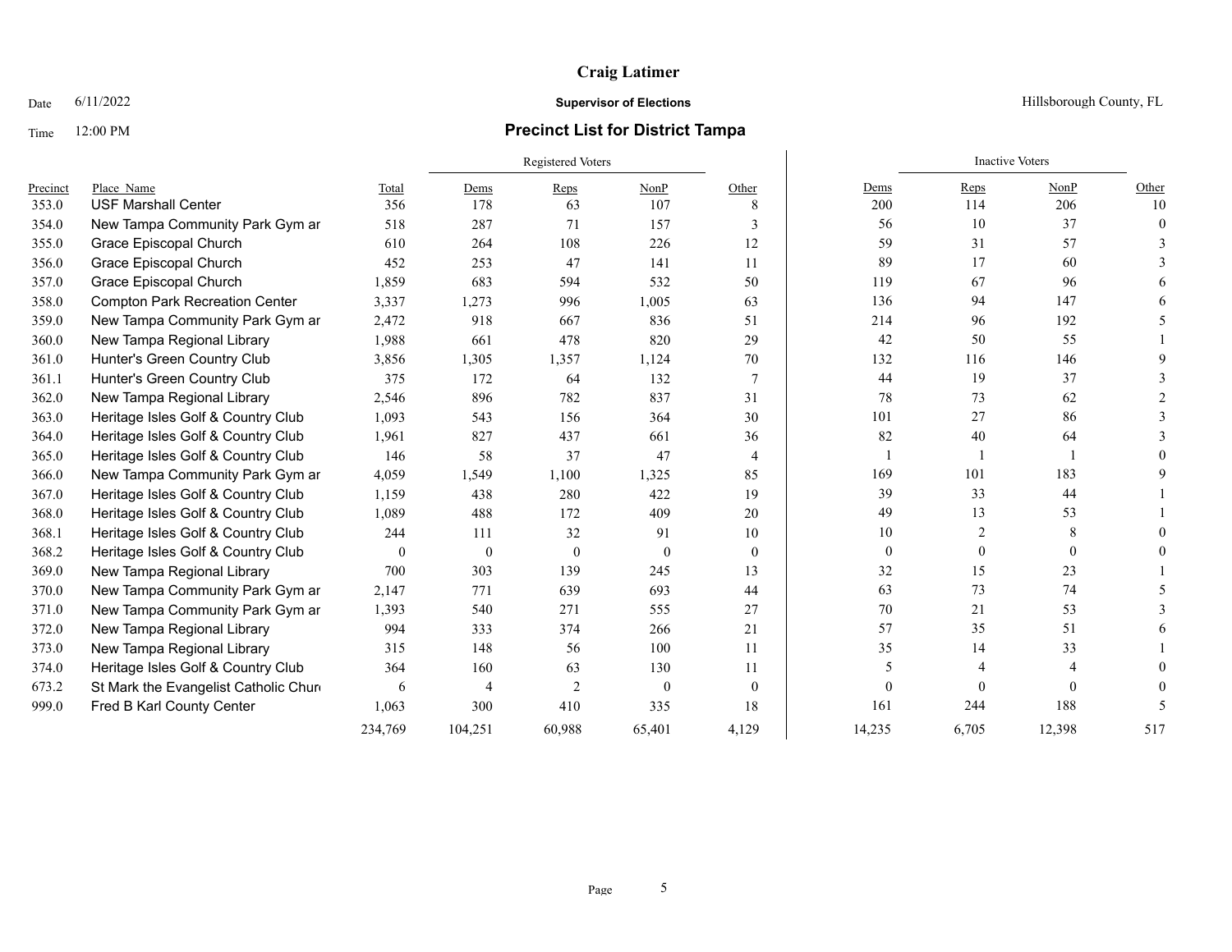# Craig Latimer

Date 6/11/2022 **Supervisor of Elections** Hillsborough County, FL

Time 12:00 PM **Precinct List for District Tampa**

| | | | Registered Voters | | | | Inactive Voters | | | |
|---|---|---|---|---|---|---|---|---|---|---|
| Precinct | Place_Name | Total | Dems | Reps | NonP | Other | Dems | Reps | NonP | Other |
| 353.0 | USF Marshall Center | 356 | 178 | 63 | 107 | 8 | 200 | 114 | 206 | 10 |
| 354.0 | New Tampa Community Park Gym ar | 518 | 287 | 71 | 157 | 3 | 56 | 10 | 37 | 0 |
| 355.0 | Grace Episcopal Church | 610 | 264 | 108 | 226 | 12 | 59 | 31 | 57 | 3 |
| 356.0 | Grace Episcopal Church | 452 | 253 | 47 | 141 | 11 | 89 | 17 | 60 | 3 |
| 357.0 | Grace Episcopal Church | 1,859 | 683 | 594 | 532 | 50 | 119 | 67 | 96 | 6 |
| 358.0 | Compton Park Recreation Center | 3,337 | 1,273 | 996 | 1,005 | 63 | 136 | 94 | 147 | 6 |
| 359.0 | New Tampa Community Park Gym ar | 2,472 | 918 | 667 | 836 | 51 | 214 | 96 | 192 | 5 |
| 360.0 | New Tampa Regional Library | 1,988 | 661 | 478 | 820 | 29 | 42 | 50 | 55 | 1 |
| 361.0 | Hunter's Green Country Club | 3,856 | 1,305 | 1,357 | 1,124 | 70 | 132 | 116 | 146 | 9 |
| 361.1 | Hunter's Green Country Club | 375 | 172 | 64 | 132 | 7 | 44 | 19 | 37 | 3 |
| 362.0 | New Tampa Regional Library | 2,546 | 896 | 782 | 837 | 31 | 78 | 73 | 62 | 2 |
| 363.0 | Heritage Isles Golf & Country Club | 1,093 | 543 | 156 | 364 | 30 | 101 | 27 | 86 | 3 |
| 364.0 | Heritage Isles Golf & Country Club | 1,961 | 827 | 437 | 661 | 36 | 82 | 40 | 64 | 3 |
| 365.0 | Heritage Isles Golf & Country Club | 146 | 58 | 37 | 47 | 4 | 1 | 1 | 1 | 0 |
| 366.0 | New Tampa Community Park Gym ar | 4,059 | 1,549 | 1,100 | 1,325 | 85 | 169 | 101 | 183 | 9 |
| 367.0 | Heritage Isles Golf & Country Club | 1,159 | 438 | 280 | 422 | 19 | 39 | 33 | 44 | 1 |
| 368.0 | Heritage Isles Golf & Country Club | 1,089 | 488 | 172 | 409 | 20 | 49 | 13 | 53 | 1 |
| 368.1 | Heritage Isles Golf & Country Club | 244 | 111 | 32 | 91 | 10 | 10 | 2 | 8 | 0 |
| 368.2 | Heritage Isles Golf & Country Club | 0 | 0 | 0 | 0 | 0 | 0 | 0 | 0 | 0 |
| 369.0 | New Tampa Regional Library | 700 | 303 | 139 | 245 | 13 | 32 | 15 | 23 | 1 |
| 370.0 | New Tampa Community Park Gym ar | 2,147 | 771 | 639 | 693 | 44 | 63 | 73 | 74 | 5 |
| 371.0 | New Tampa Community Park Gym ar | 1,393 | 540 | 271 | 555 | 27 | 70 | 21 | 53 | 3 |
| 372.0 | New Tampa Regional Library | 994 | 333 | 374 | 266 | 21 | 57 | 35 | 51 | 6 |
| 373.0 | New Tampa Regional Library | 315 | 148 | 56 | 100 | 11 | 35 | 14 | 33 | 1 |
| 374.0 | Heritage Isles Golf & Country Club | 364 | 160 | 63 | 130 | 11 | 5 | 4 | 4 | 0 |
| 673.2 | St Mark the Evangelist Catholic Churc | 6 | 4 | 2 | 0 | 0 | 0 | 0 | 0 | 0 |
| 999.0 | Fred B Karl County Center | 1,063 | 300 | 410 | 335 | 18 | 161 | 244 | 188 | 5 |
| | | 234,769 | 104,251 | 60,988 | 65,401 | 4,129 | 14,235 | 6,705 | 12,398 | 517 |